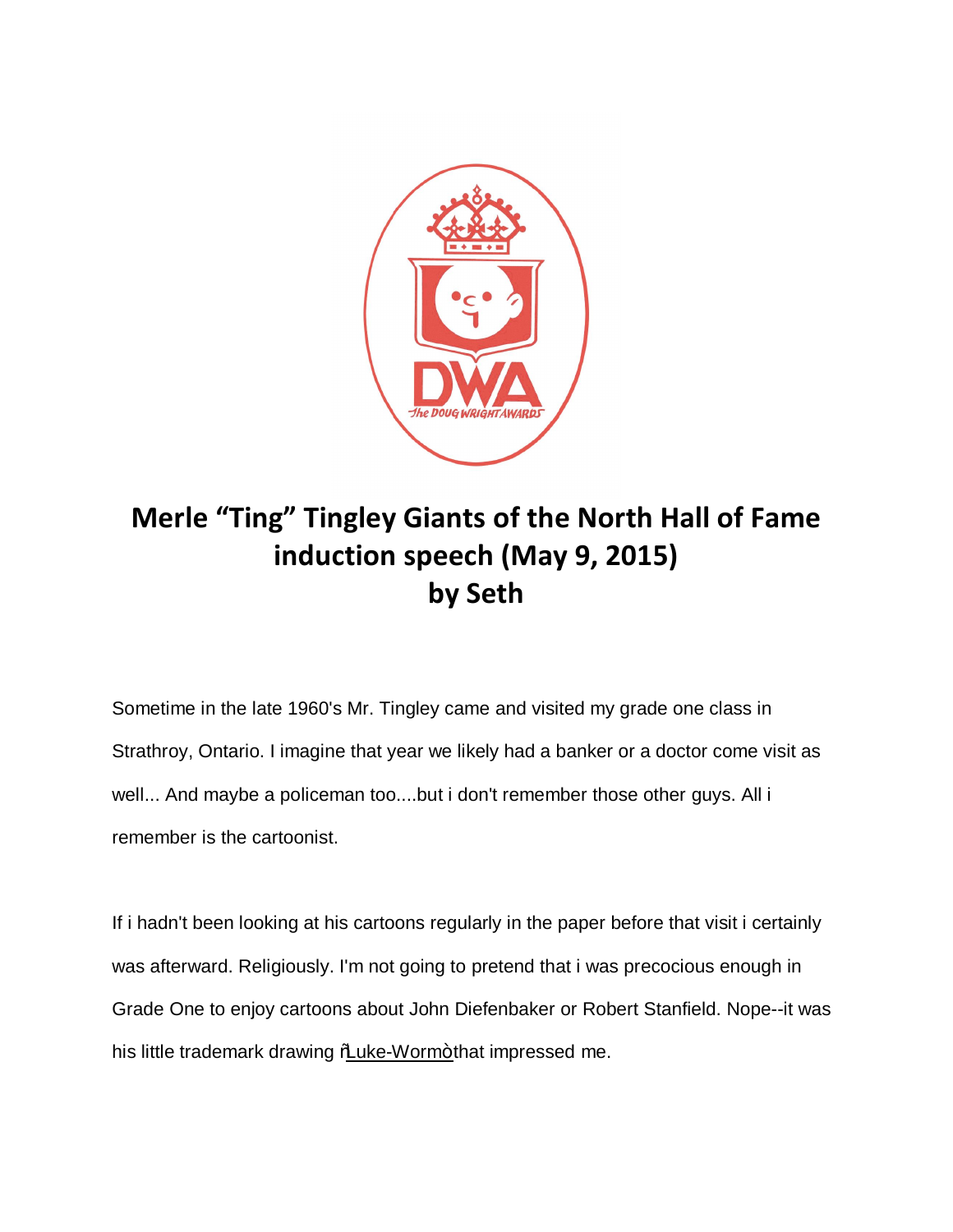# Merle "Ting" Tingley Giants of the North Hall of Fame induction speech (May 9, 2015)
# by Seth

Sometime in the late 1960's Mr. Tingley came and visited my grade one class in Strathroy, Ontario. I imagine that year we likely had a banker or a doctor come visit as well... And maybe a policeman too....but i don't remember those other guys. All i remember is the cartoonist.

If i hadn't been looking at his cartoons regularly in the paper before that visit i certainly was afterward. Religiously. I'm not going to pretend that i was precocious enough in Grade One to enjoy cartoons about John Diefenbaker or Robert Stanfield. Nope--it was his little trademark drawing ñLuke-Wormò that impressed me.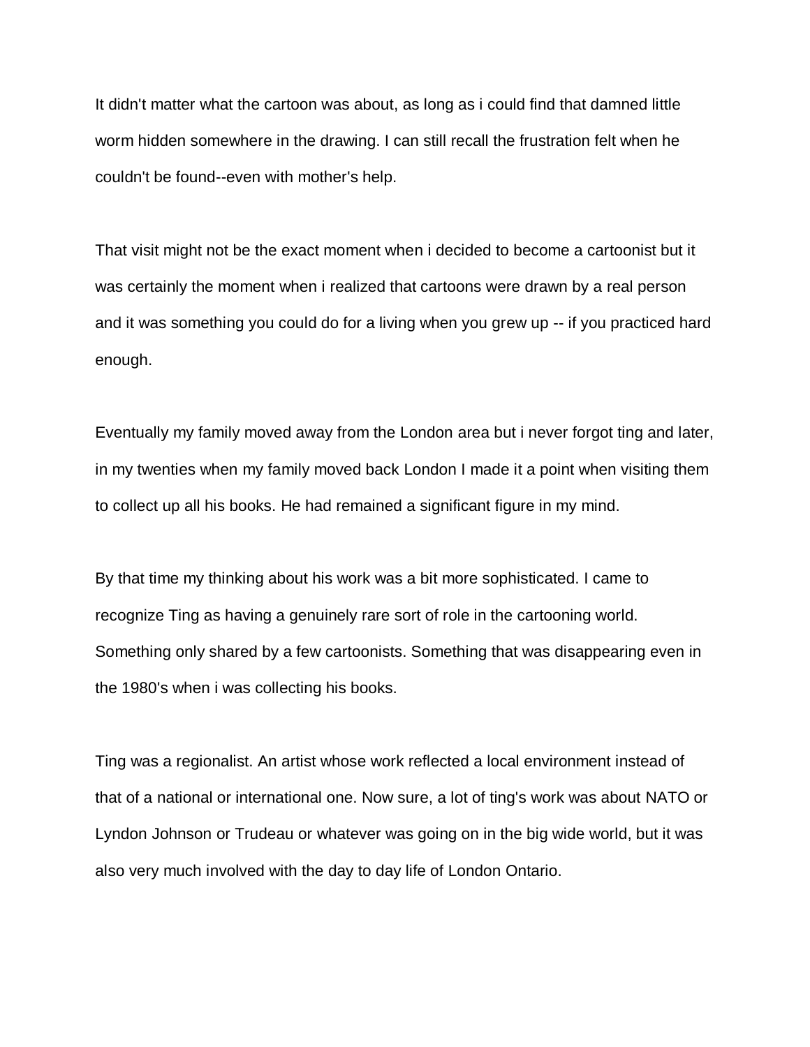It didn't matter what the cartoon was about, as long as i could find that damned little worm hidden somewhere in the drawing. I can still recall the frustration felt when he couldn't be found--even with mother's help.

That visit might not be the exact moment when i decided to become a cartoonist but it was certainly the moment when i realized that cartoons were drawn by a real person and it was something you could do for a living when you grew up -- if you practiced hard enough.

Eventually my family moved away from the London area but i never forgot ting and later, in my twenties when my family moved back London I made it a point when visiting them to collect up all his books. He had remained a significant figure in my mind.

By that time my thinking about his work was a bit more sophisticated. I came to recognize Ting as having a genuinely rare sort of role in the cartooning world. Something only shared by a few cartoonists. Something that was disappearing even in the 1980's when i was collecting his books.

Ting was a regionalist. An artist whose work reflected a local environment instead of that of a national or international one. Now sure, a lot of ting's work was about NATO or Lyndon Johnson or Trudeau or whatever was going on in the big wide world, but it was also very much involved with the day to day life of London Ontario.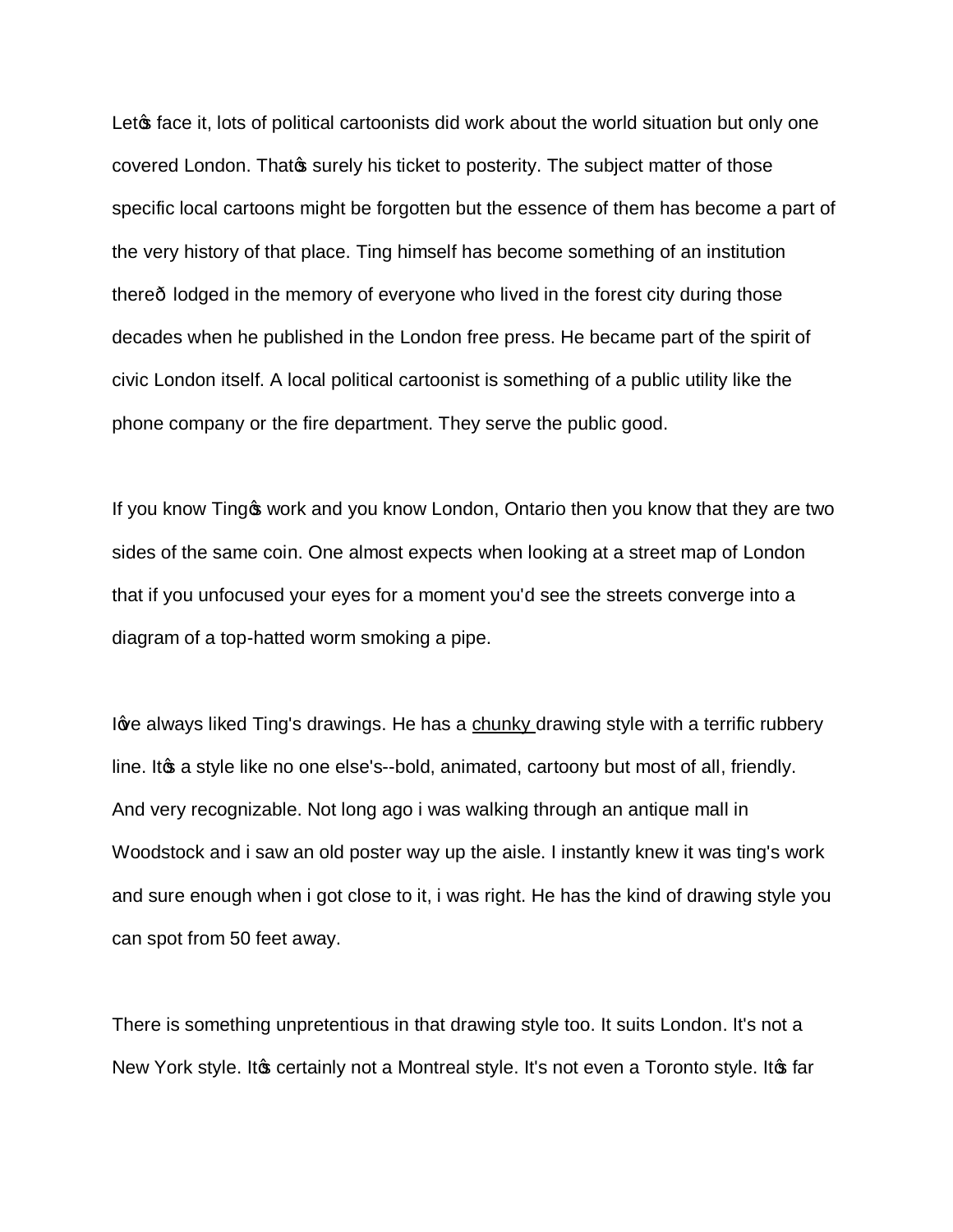Let's face it, lots of political cartoonists did work about the world situation but only one covered London. That's surely his ticket to posterity. The subject matter of those specific local cartoons might be forgotten but the essence of them has become a part of the very history of that place. Ting himself has become something of an institution there— lodged in the memory of everyone who lived in the forest city during those decades when he published in the London free press. He became part of the spirit of civic London itself. A local political cartoonist is something of a public utility like the phone company or the fire department. They serve the public good.

If you know Ting's work and you know London, Ontario then you know that they are two sides of the same coin. One almost expects when looking at a street map of London that if you unfocused your eyes for a moment you'd see the streets converge into a diagram of a top-hatted worm smoking a pipe.

I've always liked Ting's drawings. He has a chunky drawing style with a terrific rubbery line. It's a style like no one else's--bold, animated, cartoony but most of all, friendly. And very recognizable. Not long ago i was walking through an antique mall in Woodstock and i saw an old poster way up the aisle. I instantly knew it was ting's work and sure enough when i got close to it, i was right. He has the kind of drawing style you can spot from 50 feet away.

There is something unpretentious in that drawing style too. It suits London. It's not a New York style. It's certainly not a Montreal style. It's not even a Toronto style. It's far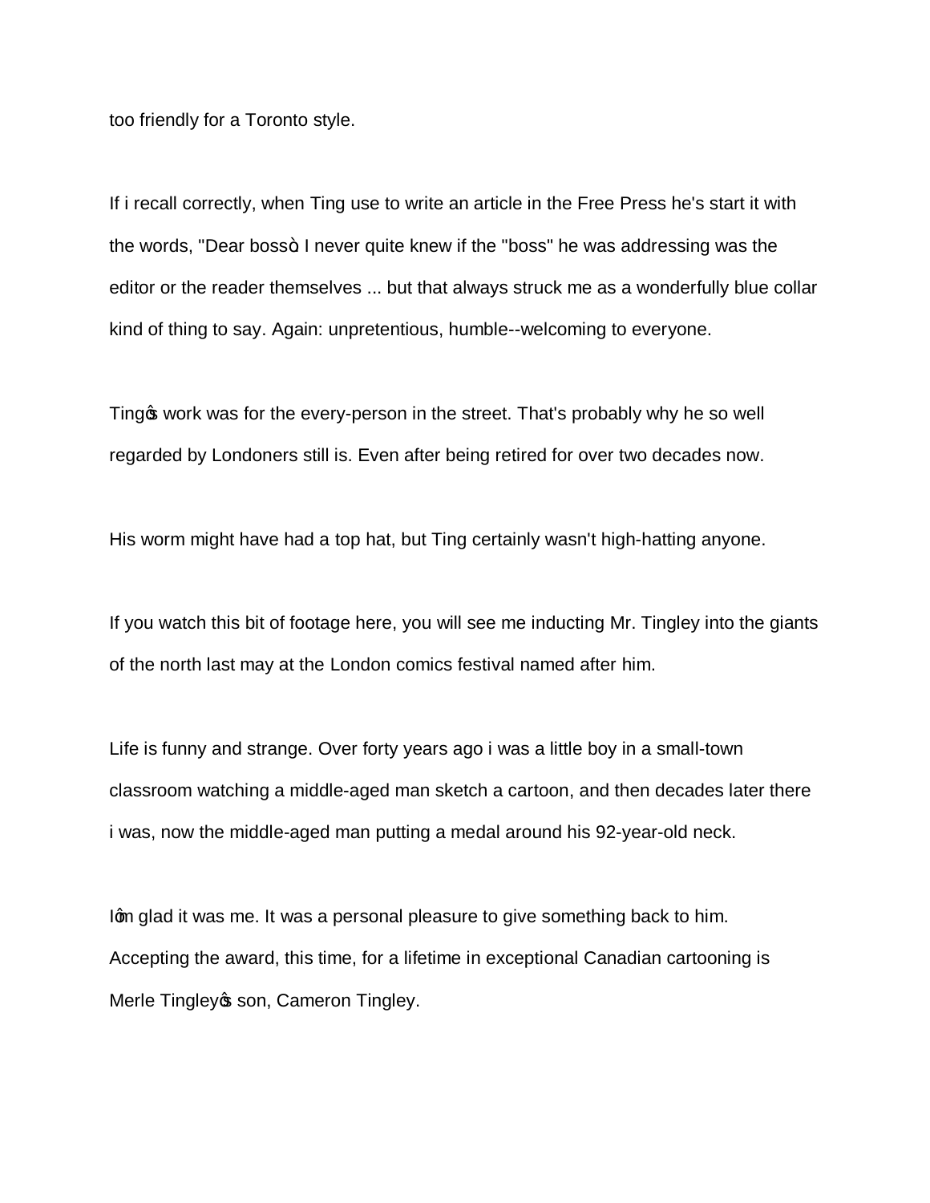too friendly for a Toronto style.

If i recall correctly, when Ting use to write an article in the Free Press he's start it with the words, "Dear boss." I never quite knew if the "boss" he was addressing was the editor or the reader themselves ... but that always struck me as a wonderfully blue collar kind of thing to say. Again: unpretentious, humble--welcoming to everyone.

Ting's work was for the every-person in the street. That's probably why he so well regarded by Londoners still is. Even after being retired for over two decades now.

His worm might have had a top hat, but Ting certainly wasn't high-hatting anyone.

If you watch this bit of footage here, you will see me inducting Mr. Tingley into the giants of the north last may at the London comics festival named after him.

Life is funny and strange. Over forty years ago i was a little boy in a small-town classroom watching a middle-aged man sketch a cartoon, and then decades later there i was, now the middle-aged man putting a medal around his 92-year-old neck.

I'm glad it was me. It was a personal pleasure to give something back to him. Accepting the award, this time, for a lifetime in exceptional Canadian cartooning is Merle Tingley's son, Cameron Tingley.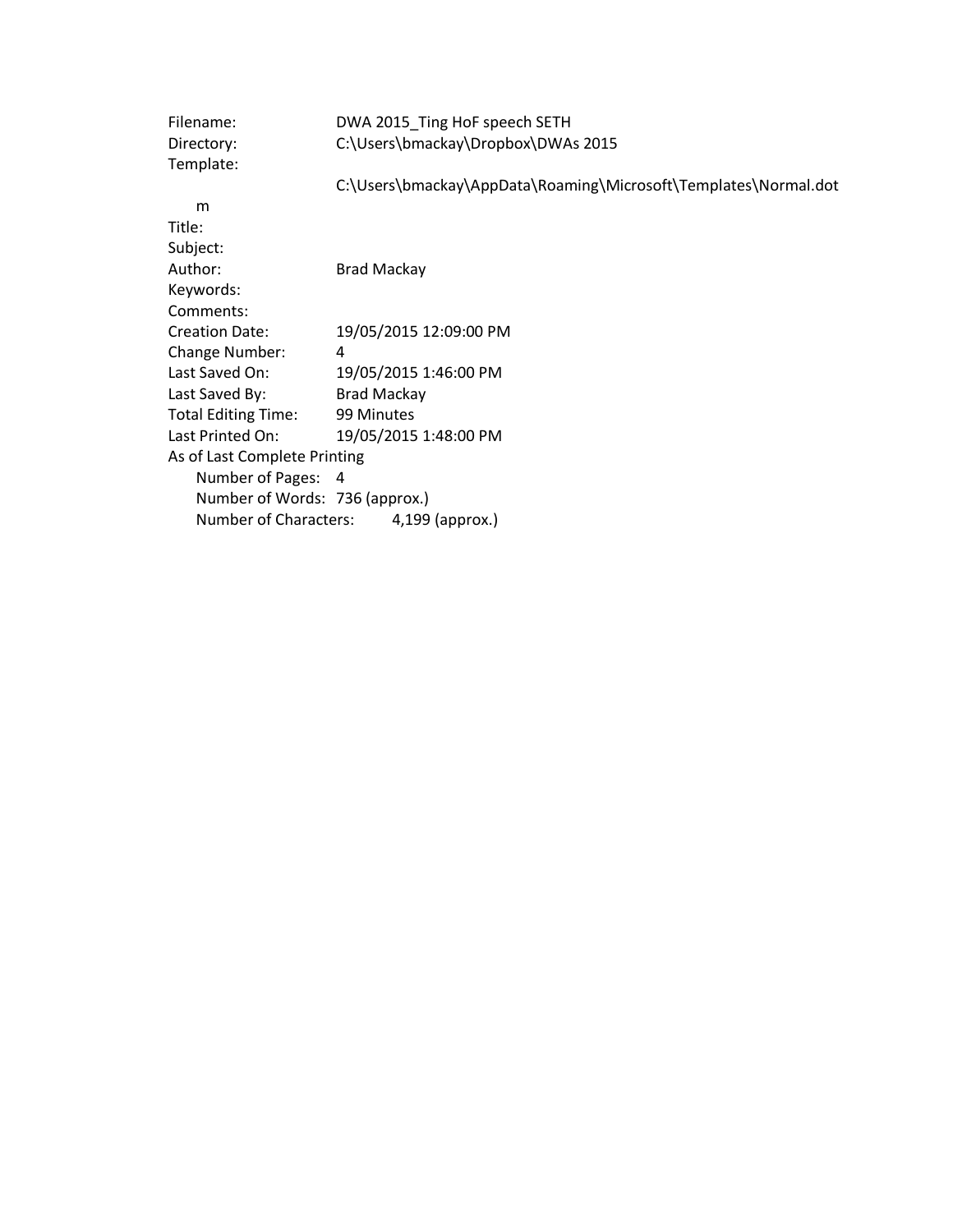Filename: DWA 2015_Ting HoF speech SETH
Directory: C:\Users\bmackay\Dropbox\DWAs 2015
Template: C:\Users\bmackay\AppData\Roaming\Microsoft\Templates\Normal.dotm
Title:
Subject:
Author: Brad Mackay
Keywords:
Comments:
Creation Date: 19/05/2015 12:09:00 PM
Change Number: 4
Last Saved On: 19/05/2015 1:46:00 PM
Last Saved By: Brad Mackay
Total Editing Time: 99 Minutes
Last Printed On: 19/05/2015 1:48:00 PM
As of Last Complete Printing
Number of Pages: 4
Number of Words: 736 (approx.)
Number of Characters: 4,199 (approx.)